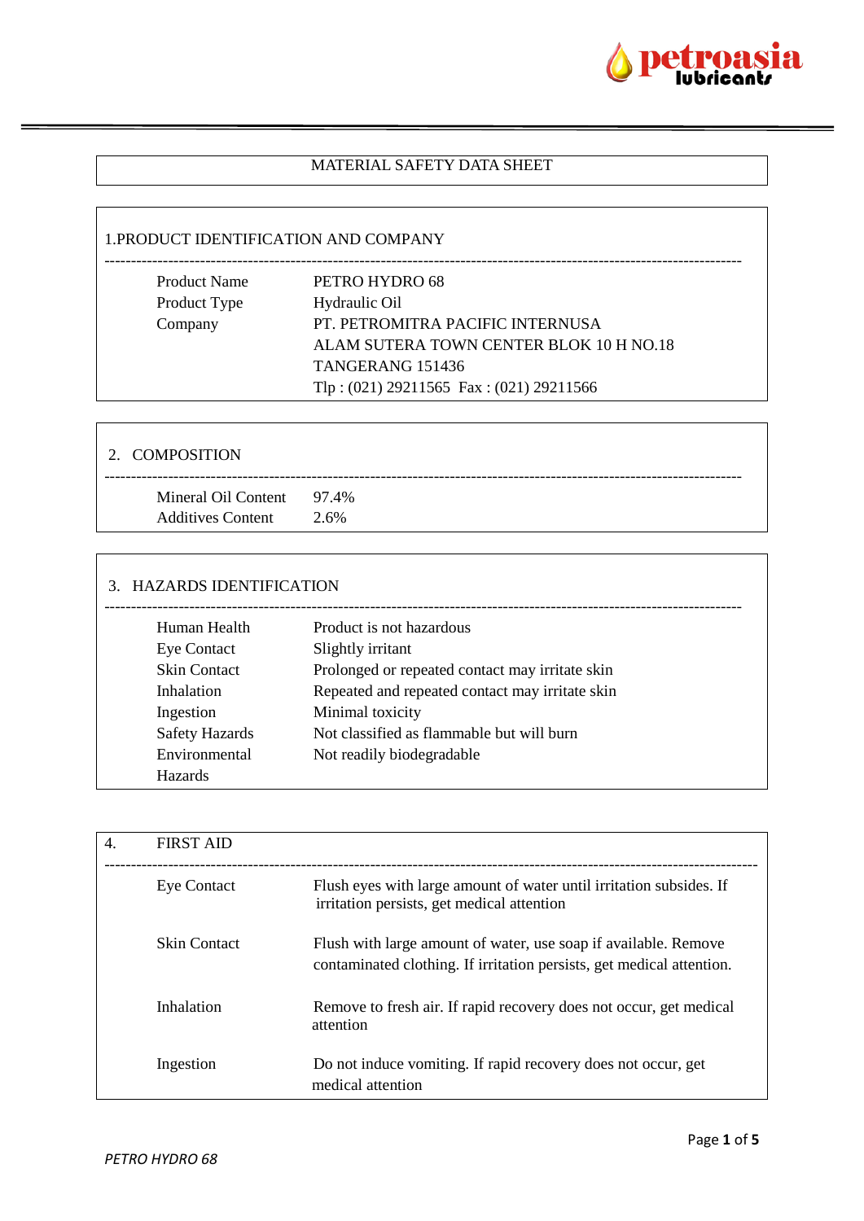# MATERIAL SAFETY DATA SHEET

## 1.PRODUCT IDENTIFICATION AND COMPANY

| | |
|---|---|
| Product Name | PETRO HYDRO 68 |
| Product Type | Hydraulic Oil |
| Company | PT. PETROMITRA PACIFIC INTERNUSA<br>ALAM SUTERA TOWN CENTER BLOK 10 H NO.18<br>TANGERANG 151436<br>Tlp : (021) 29211565 Fax : (021) 29211566 |

## 2. COMPOSITION

| | |
|---|---|
| Mineral Oil Content | 97.4% |
| Additives Content | 2.6% |

## 3. HAZARDS IDENTIFICATION

| | |
|---|---|
| Human Health | Product is not hazardous |
| Eye Contact | Slightly irritant |
| Skin Contact | Prolonged or repeated contact may irritate skin |
| Inhalation | Repeated and repeated contact may irritate skin |
| Ingestion | Minimal toxicity |
| Safety Hazards | Not classified as flammable but will burn |
| Environmental Hazards | Not readily biodegradable |

## 4. FIRST AID

| | |
|---|---|
| Eye Contact | Flush eyes with large amount of water until irritation subsides. If irritation persists, get medical attention |
| Skin Contact | Flush with large amount of water, use soap if available. Remove contaminated clothing. If irritation persists, get medical attention. |
| Inhalation | Remove to fresh air. If rapid recovery does not occur, get medical attention |
| Ingestion | Do not induce vomiting. If rapid recovery does not occur, get medical attention |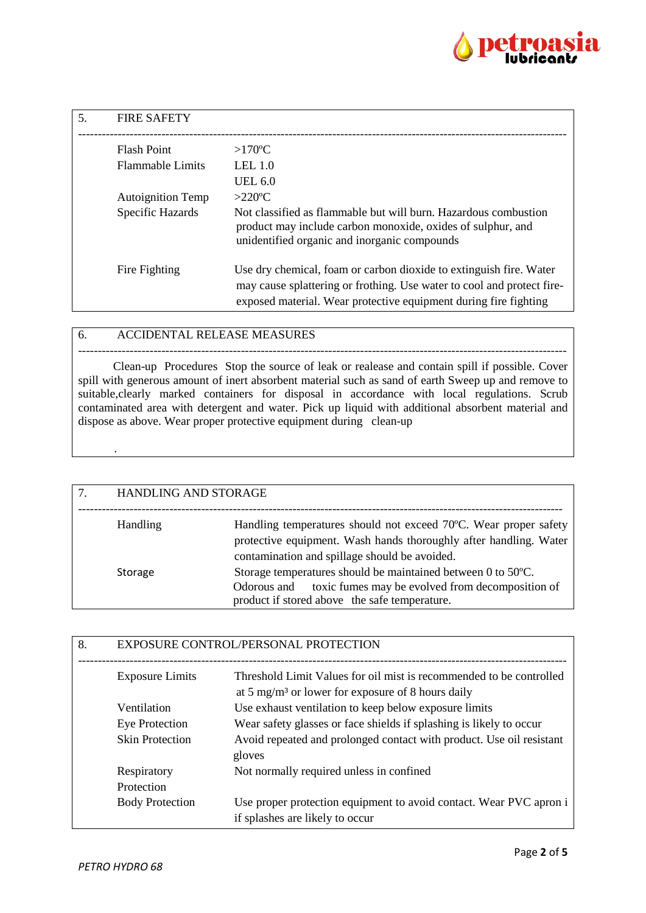## 5. FIRE SAFETY

| | |
|---|---|
| Flash Point | >170ºC |
| Flammable Limits | LEL 1.0<br>UEL 6.0 |
| Autoignition Temp | >220ºC |
| Specific Hazards | Not classified as flammable but will burn. Hazardous combustion product may include carbon monoxide, oxides of sulphur, and unidentified organic and inorganic compounds |
| Fire Fighting | Use dry chemical, foam or carbon dioxide to extinguish fire. Water may cause splattering or frothing. Use water to cool and protect fire-exposed material. Wear protective equipment during fire fighting |

## 6. ACCIDENTAL RELEASE MEASURES

Clean-up Procedures Stop the source of leak or realease and contain spill if possible. Cover spill with generous amount of inert absorbent material such as sand of earth Sweep up and remove to suitable,clearly marked containers for disposal in accordance with local regulations. Scrub contaminated area with detergent and water. Pick up liquid with additional absorbent material and dispose as above. Wear proper protective equipment during clean-up

.

## 7. HANDLING AND STORAGE

| | |
|---|---|
| Handling | Handling temperatures should not exceed 70ºC. Wear proper safety protective equipment. Wash hands thoroughly after handling. Water contamination and spillage should be avoided. |
| Storage | Storage temperatures should be maintained between 0 to 50ºC. Odorous and toxic fumes may be evolved from decomposition of product if stored above the safe temperature. |

## 8. EXPOSURE CONTROL/PERSONAL PROTECTION

| | |
|---|---|
| Exposure Limits | Threshold Limit Values for oil mist is recommended to be controlled at 5 mg/m³ or lower for exposure of 8 hours daily |
| Ventilation | Use exhaust ventilation to keep below exposure limits |
| Eye Protection | Wear safety glasses or face shields if splashing is likely to occur |
| Skin Protection | Avoid repeated and prolonged contact with product. Use oil resistant gloves |
| Respiratory Protection | Not normally required unless in confined |
| Body Protection | Use proper protection equipment to avoid contact. Wear PVC apron i if splashes are likely to occur |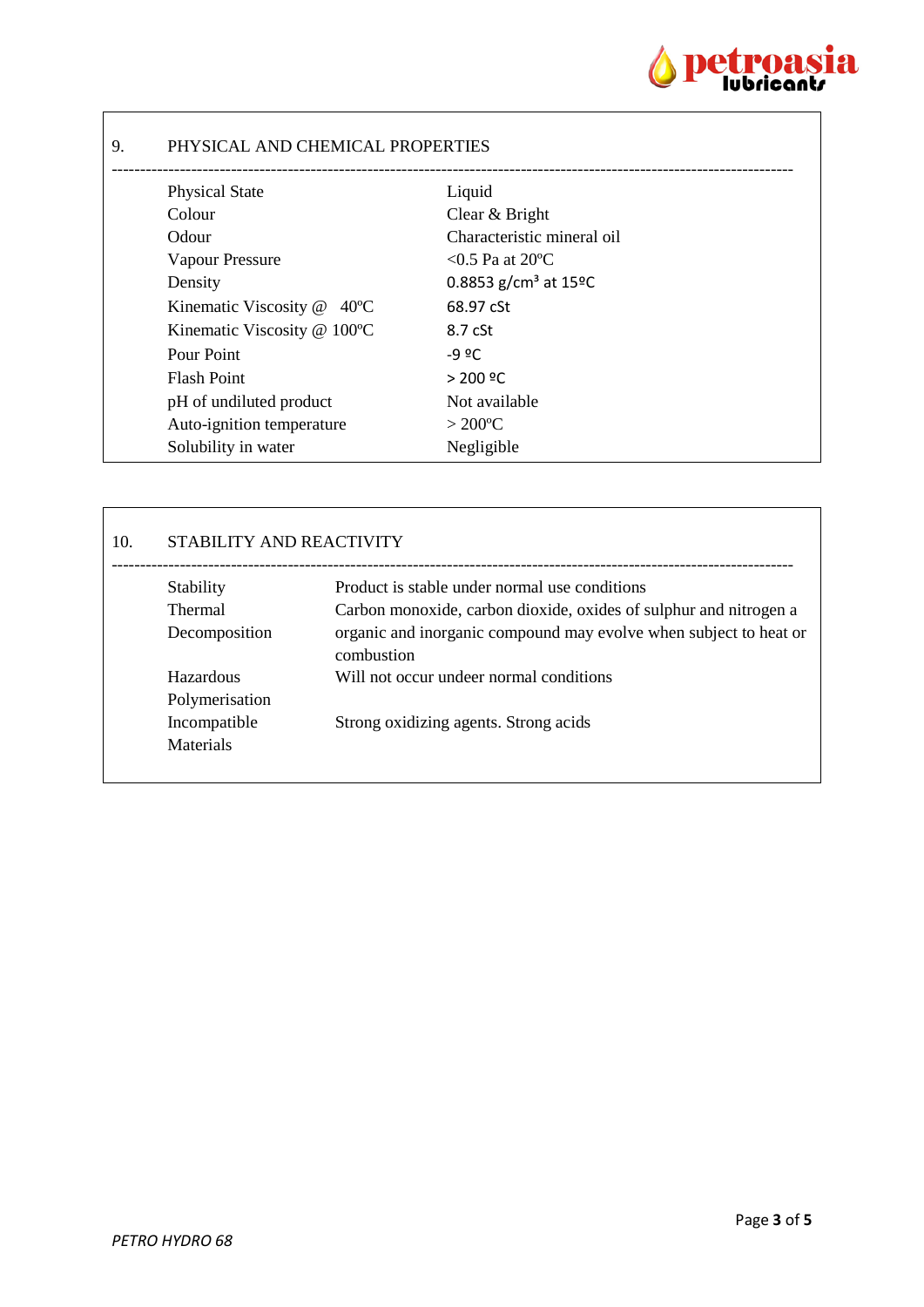## 9. PHYSICAL AND CHEMICAL PROPERTIES

| | |
|---|---|
| Physical State | Liquid |
| Colour | Clear & Bright |
| Odour | Characteristic mineral oil |
| Vapour Pressure | <0.5 Pa at 20ºC |
| Density | 0.8853 g/cm³ at 15ºC |
| Kinematic Viscosity @ 40ºC | 68.97 cSt |
| Kinematic Viscosity @ 100ºC | 8.7 cSt |
| Pour Point | -9 ºC |
| Flash Point | > 200 ºC |
| pH of undiluted product | Not available |
| Auto-ignition temperature | > 200ºC |
| Solubility in water | Negligible |

## 10. STABILITY AND REACTIVITY

| | |
|---|---|
| Stability | Product is stable under normal use conditions |
| Thermal Decomposition | Carbon monoxide, carbon dioxide, oxides of sulphur and nitrogen a organic and inorganic compound may evolve when subject to heat or combustion |
| Hazardous Polymerisation | Will not occur undeer normal conditions |
| Incompatible Materials | Strong oxidizing agents. Strong acids |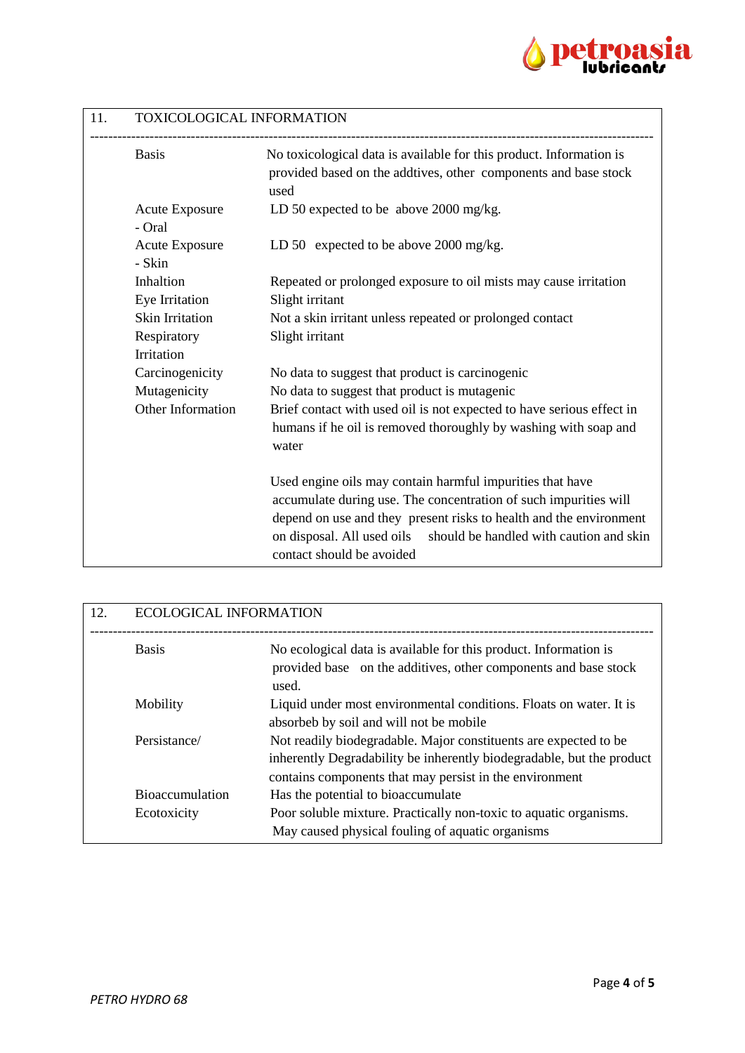## 11. TOXICOLOGICAL INFORMATION

| | |
|---|---|
| Basis | No toxicological data is available for this product. Information is provided based on the addtives, other components and base stock used |
| Acute Exposure - Oral | LD 50 expected to be above 2000 mg/kg. |
| Acute Exposure - Skin | LD 50 expected to be above 2000 mg/kg. |
| Inhaltion | Repeated or prolonged exposure to oil mists may cause irritation |
| Eye Irritation | Slight irritant |
| Skin Irritation | Not a skin irritant unless repeated or prolonged contact |
| Respiratory Irritation | Slight irritant |
| Carcinogenicity | No data to suggest that product is carcinogenic |
| Mutagenicity | No data to suggest that product is mutagenic |
| Other Information | Brief contact with used oil is not expected to have serious effect in humans if he oil is removed thoroughly by washing with soap and water<br><br>Used engine oils may contain harmful impurities that have accumulate during use. The concentration of such impurities will depend on use and they present risks to health and the environment on disposal. All used oils should be handled with caution and skin contact should be avoided |

## 12. ECOLOGICAL INFORMATION

| | |
|---|---|
| Basis | No ecological data is available for this product. Information is provided base on the additives, other components and base stock used. |
| Mobility | Liquid under most environmental conditions. Floats on water. It is absorbeb by soil and will not be mobile |
| Persistance/ | Not readily biodegradable. Major constituents are expected to be inherently Degradability be inherently biodegradable, but the product contains components that may persist in the environment |
| Bioaccumulation | Has the potential to bioaccumulate |
| Ecotoxicity | Poor soluble mixture. Practically non-toxic to aquatic organisms. May caused physical fouling of aquatic organisms |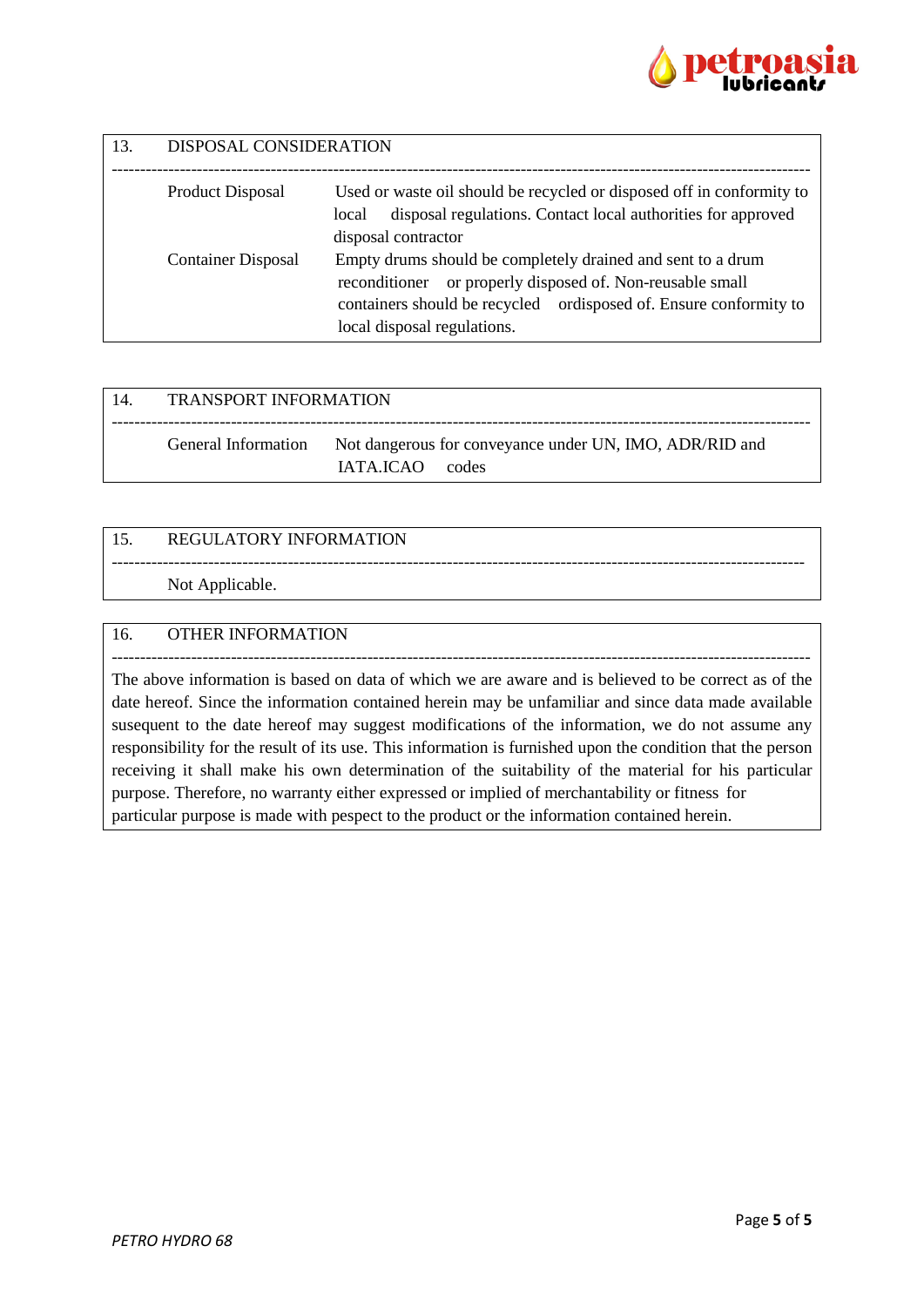## 13. DISPOSAL CONSIDERATION

| | |
|---|---|
| Product Disposal | Used or waste oil should be recycled or disposed off in conformity to local disposal regulations. Contact local authorities for approved disposal contractor |
| Container Disposal | Empty drums should be completely drained and sent to a drum reconditioner or properly disposed of. Non-reusable small containers should be recycled ordisposed of. Ensure conformity to local disposal regulations. |

## 14. TRANSPORT INFORMATION

| | |
|---|---|
| General Information | Not dangerous for conveyance under UN, IMO, ADR/RID and IATA.ICAO codes |

## 15. REGULATORY INFORMATION

Not Applicable.

## 16. OTHER INFORMATION

The above information is based on data of which we are aware and is believed to be correct as of the date hereof. Since the information contained herein may be unfamiliar and since data made available susequent to the date hereof may suggest modifications of the information, we do not assume any responsibility for the result of its use. This information is furnished upon the condition that the person receiving it shall make his own determination of the suitability of the material for his particular purpose. Therefore, no warranty either expressed or implied of merchantability or fitness for particular purpose is made with pespect to the product or the information contained herein.